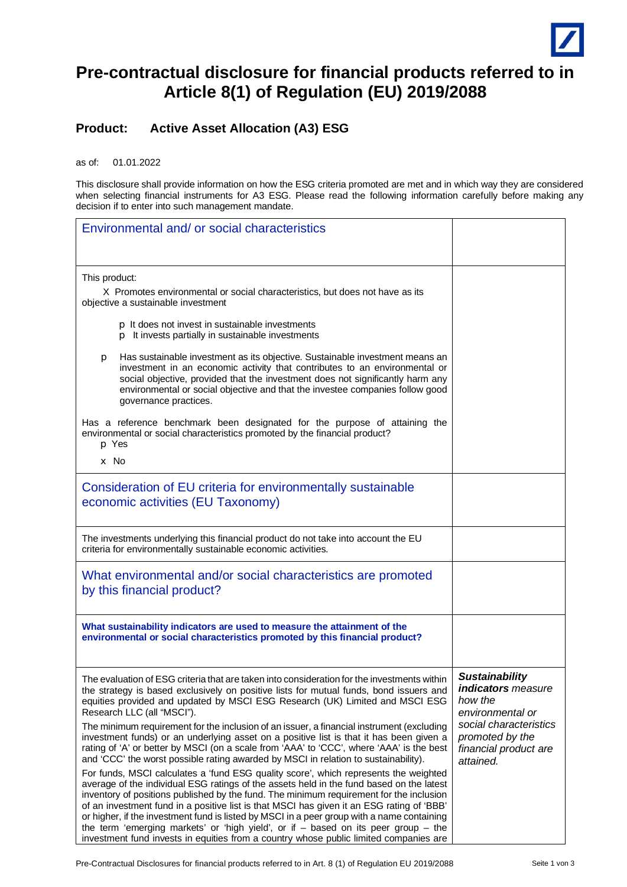# Pre-contractual disclosure for financial products referred to in Article 8(1) of Regulation (EU) 2019/2088

## Product: Active Asset Allocation (A3) ESG

as of: 01.01.2022

This disclosure shall provide information on how the ESG criteria promoted are met and in which way they are considered when selecting financial instruments for A3 ESG. Please read the following information carefully before making any decision if to enter into such management mandate.

## Environmental and/ or social characteristics

This product:

X Promotes environmental or social characteristics, but does not have as its objective a sustainable investment

- p It does not invest in sustainable investments
- p It invests partially in sustainable investments

p Has sustainable investment as its objective. Sustainable investment means an investment in an economic activity that contributes to an environmental or social objective, provided that the investment does not significantly harm any environmental or social objective and that the investee companies follow good governance practices.

Has a reference benchmark been designated for the purpose of attaining the environmental or social characteristics promoted by the financial product?

p Yes

x No

## Consideration of EU criteria for environmentally sustainable economic activities (EU Taxonomy)

The investments underlying this financial product do not take into account the EU criteria for environmentally sustainable economic activities.

## What environmental and/or social characteristics are promoted by this financial product?

**What sustainability indicators are used to measure the attainment of the environmental or social characteristics promoted by this financial product?**

*__Sustainability indicators__ measure how the environmental or social characteristics promoted by the financial product are attained.*

The evaluation of ESG criteria that are taken into consideration for the investments within the strategy is based exclusively on positive lists for mutual funds, bond issuers and equities provided and updated by MSCI ESG Research (UK) Limited and MSCI ESG Research LLC (all "MSCI").

The minimum requirement for the inclusion of an issuer, a financial instrument (excluding investment funds) or an underlying asset on a positive list is that it has been given a rating of 'A' or better by MSCI (on a scale from 'AAA' to 'CCC', where 'AAA' is the best and 'CCC' the worst possible rating awarded by MSCI in relation to sustainability).

For funds, MSCI calculates a 'fund ESG quality score', which represents the weighted average of the individual ESG ratings of the assets held in the fund based on the latest inventory of positions published by the fund. The minimum requirement for the inclusion of an investment fund in a positive list is that MSCI has given it an ESG rating of 'BBB' or higher, if the investment fund is listed by MSCI in a peer group with a name containing the term 'emerging markets' or 'high yield', or if – based on its peer group – the investment fund invests in equities from a country whose public limited companies are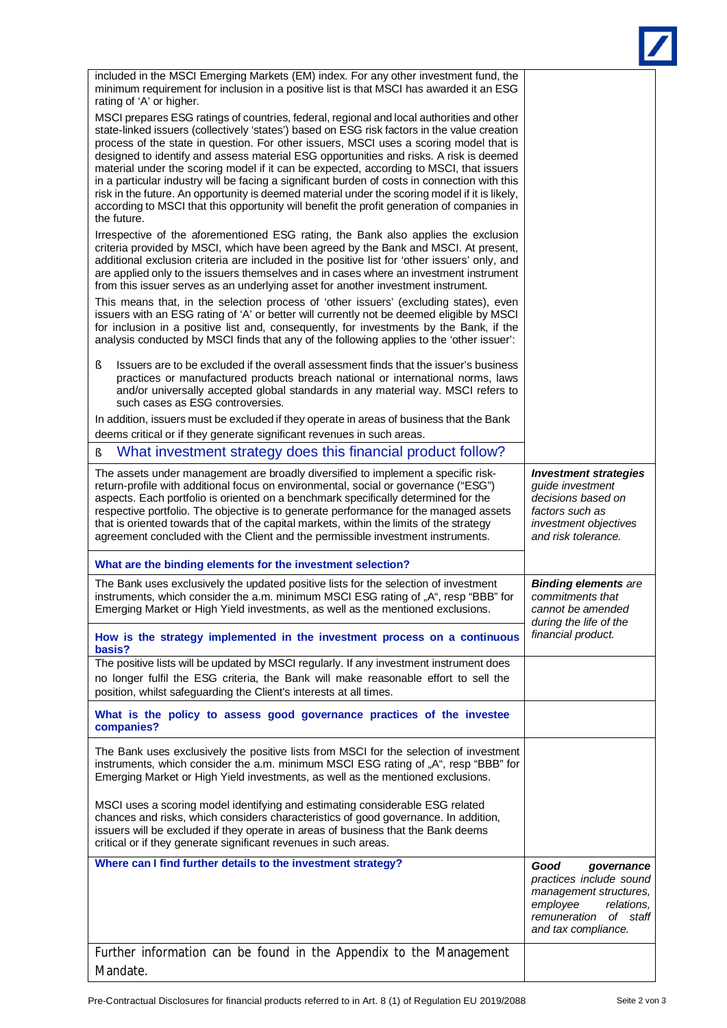included in the MSCI Emerging Markets (EM) index. For any other investment fund, the minimum requirement for inclusion in a positive list is that MSCI has awarded it an ESG rating of 'A' or higher.

MSCI prepares ESG ratings of countries, federal, regional and local authorities and other state-linked issuers (collectively 'states') based on ESG risk factors in the value creation process of the state in question. For other issuers, MSCI uses a scoring model that is designed to identify and assess material ESG opportunities and risks. A risk is deemed material under the scoring model if it can be expected, according to MSCI, that issuers in a particular industry will be facing a significant burden of costs in connection with this risk in the future. An opportunity is deemed material under the scoring model if it is likely, according to MSCI that this opportunity will benefit the profit generation of companies in the future.

Irrespective of the aforementioned ESG rating, the Bank also applies the exclusion criteria provided by MSCI, which have been agreed by the Bank and MSCI. At present, additional exclusion criteria are included in the positive list for 'other issuers' only, and are applied only to the issuers themselves and in cases where an investment instrument from this issuer serves as an underlying asset for another investment instrument.

This means that, in the selection process of 'other issuers' (excluding states), even issuers with an ESG rating of 'A' or better will currently not be deemed eligible by MSCI for inclusion in a positive list and, consequently, for investments by the Bank, if the analysis conducted by MSCI finds that any of the following applies to the 'other issuer':

- Issuers are to be excluded if the overall assessment finds that the issuer's business practices or manufactured products breach national or international norms, laws and/or universally accepted global standards in any material way. MSCI refers to such cases as ESG controversies.

In addition, issuers must be excluded if they operate in areas of business that the Bank deems critical or if they generate significant revenues in such areas.

## What investment strategy does this financial product follow?

The assets under management are broadly diversified to implement a specific risk-return-profile with additional focus on environmental, social or governance ("ESG") aspects. Each portfolio is oriented on a benchmark specifically determined for the respective portfolio. The objective is to generate performance for the managed assets that is oriented towards that of the capital markets, within the limits of the strategy agreement concluded with the Client and the permissible investment instruments.

*__Investment strategies__ guide investment decisions based on factors such as investment objectives and risk tolerance.*

### What are the binding elements for the investment selection?

The Bank uses exclusively the updated positive lists for the selection of investment instruments, which consider the a.m. minimum MSCI ESG rating of „A", resp "BBB" for Emerging Market or High Yield investments, as well as the mentioned exclusions.

*__Binding elements__ are commitments that cannot be amended during the life of the financial product.*

### How is the strategy implemented in the investment process on a continuous basis?

The positive lists will be updated by MSCI regularly. If any investment instrument does no longer fulfil the ESG criteria, the Bank will make reasonable effort to sell the position, whilst safeguarding the Client's interests at all times.

### What is the policy to assess good governance practices of the investee companies?

The Bank uses exclusively the positive lists from MSCI for the selection of investment instruments, which consider the a.m. minimum MSCI ESG rating of „A", resp "BBB" for Emerging Market or High Yield investments, as well as the mentioned exclusions.

MSCI uses a scoring model identifying and estimating considerable ESG related chances and risks, which considers characteristics of good governance. In addition, issuers will be excluded if they operate in areas of business that the Bank deems critical or if they generate significant revenues in such areas.

### Where can I find further details to the investment strategy?

*__Good governance__ practices include sound management structures, employee relations, remuneration of staff and tax compliance.*

Further information can be found in the Appendix to the Management Mandate.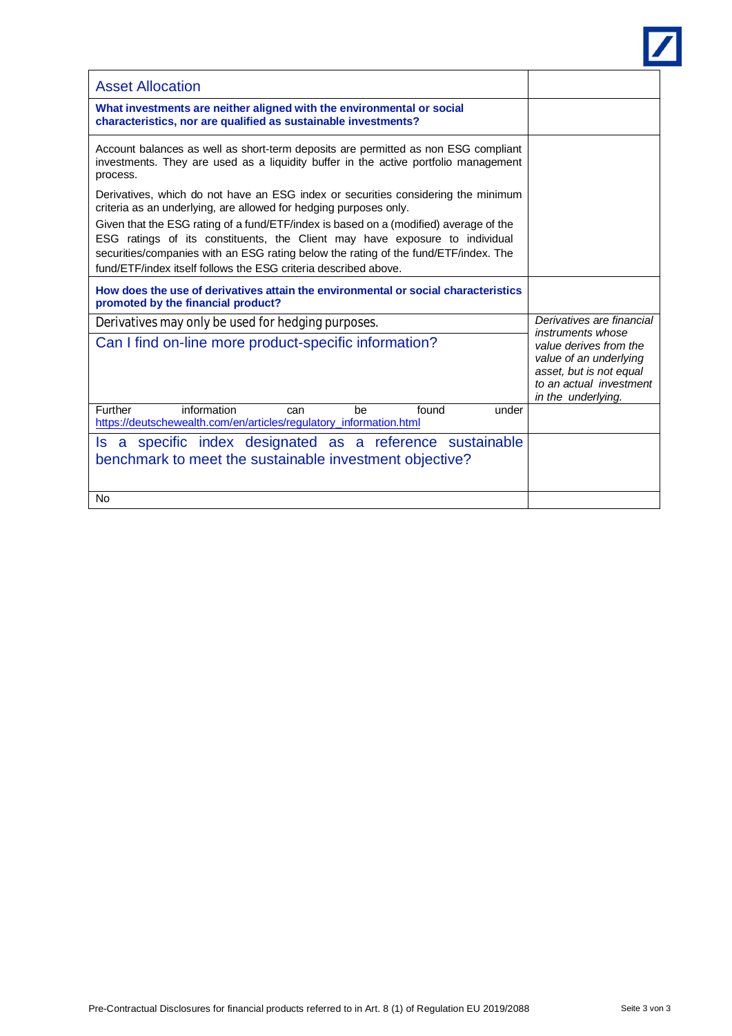## Asset Allocation

**What investments are neither aligned with the environmental or social characteristics, nor are qualified as sustainable investments?**

Account balances as well as short-term deposits are permitted as non ESG compliant investments. They are used as a liquidity buffer in the active portfolio management process.

Derivatives, which do not have an ESG index or securities considering the minimum criteria as an underlying, are allowed for hedging purposes only.

Given that the ESG rating of a fund/ETF/index is based on a (modified) average of the ESG ratings of its constituents, the Client may have exposure to individual securities/companies with an ESG rating below the rating of the fund/ETF/index. The fund/ETF/index itself follows the ESG criteria described above.

**How does the use of derivatives attain the environmental or social characteristics promoted by the financial product?**

Derivatives may only be used for hedging purposes.

*Derivatives are financial instruments whose value derives from the value of an underlying asset, but is not equal to an actual investment in the underlying.*

## Can I find on-line more product-specific information?

Further information can be found under https://deutschewealth.com/en/articles/regulatory_information.html

## Is a specific index designated as a reference sustainable benchmark to meet the sustainable investment objective?

No